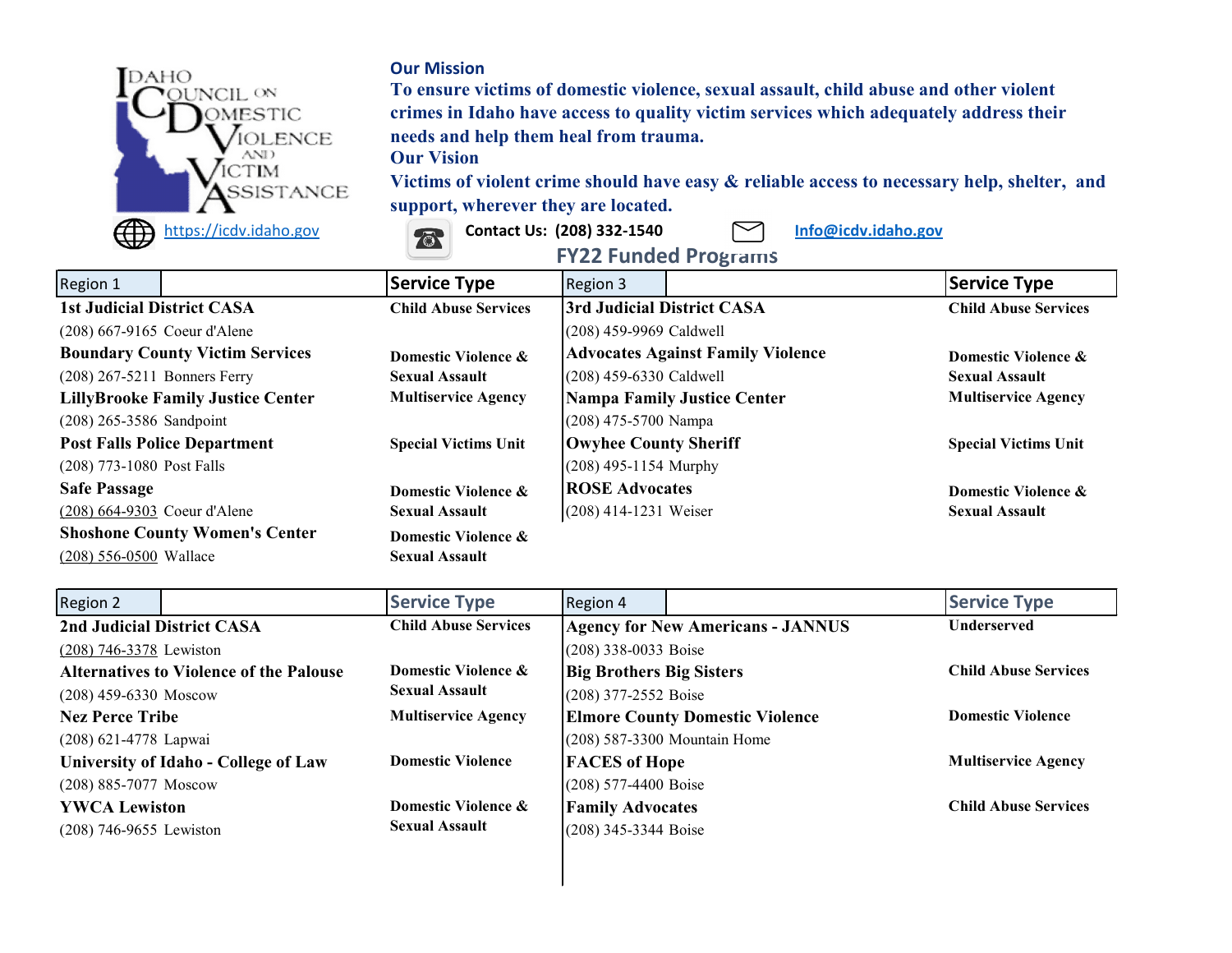Idaho Council on Domestic Violence and Victim Assistance

## Our Mission

**To ensure victims of domestic violence, sexual assault, child abuse and other violent crimes in Idaho have access to quality victim services which adequately address their needs and help them heal from trauma.**

## Our Vision

**Victims of violent crime should have easy & reliable access to necessary help, shelter, and support, wherever they are located.**

https://icdv.idaho.gov | Contact Us: (208) 332-1540 | Info@icdv.idaho.gov

## FY22 Funded Programs

| Region 1 | Service Type |
|---|---|
| **1st Judicial District CASA**<br>(208) 667-9165 Coeur d'Alene | **Child Abuse Services** |
| **Boundary County Victim Services**<br>(208) 267-5211 Bonners Ferry | **Domestic Violence & Sexual Assault** |
| **LillyBrooke Family Justice Center**<br>(208) 265-3586 Sandpoint | **Multiservice Agency** |
| **Post Falls Police Department**<br>(208) 773-1080 Post Falls | **Special Victims Unit** |
| **Safe Passage**<br>(208) 664-9303 Coeur d'Alene | **Domestic Violence & Sexual Assault** |
| **Shoshone County Women's Center**<br>(208) 556-0500 Wallace | **Domestic Violence & Sexual Assault** |

| Region 2 | Service Type |
|---|---|
| **2nd Judicial District CASA**<br>(208) 746-3378 Lewiston | **Child Abuse Services** |
| **Alternatives to Violence of the Palouse**<br>(208) 459-6330 Moscow | **Domestic Violence & Sexual Assault** |
| **Nez Perce Tribe**<br>(208) 621-4778 Lapwai | **Multiservice Agency** |
| **University of Idaho - College of Law**<br>(208) 885-7077 Moscow | **Domestic Violence** |
| **YWCA Lewiston**<br>(208) 746-9655 Lewiston | **Domestic Violence & Sexual Assault** |

| Region 3 | Service Type |
|---|---|
| **3rd Judicial District CASA**<br>(208) 459-9969 Caldwell | **Child Abuse Services** |
| **Advocates Against Family Violence**<br>(208) 459-6330 Caldwell | **Domestic Violence & Sexual Assault** |
| **Nampa Family Justice Center**<br>(208) 475-5700 Nampa | **Multiservice Agency** |
| **Owyhee County Sheriff**<br>(208) 495-1154 Murphy | **Special Victims Unit** |
| **ROSE Advocates**<br>(208) 414-1231 Weiser | **Domestic Violence & Sexual Assault** |

| Region 4 | Service Type |
|---|---|
| **Agency for New Americans - JANNUS**<br>(208) 338-0033 Boise | **Underserved** |
| **Big Brothers Big Sisters**<br>(208) 377-2552 Boise | **Child Abuse Services** |
| **Elmore County Domestic Violence**<br>(208) 587-3300 Mountain Home | **Domestic Violence** |
| **FACES of Hope**<br>(208) 577-4400 Boise | **Multiservice Agency** |
| **Family Advocates**<br>(208) 345-3344 Boise | **Child Abuse Services** |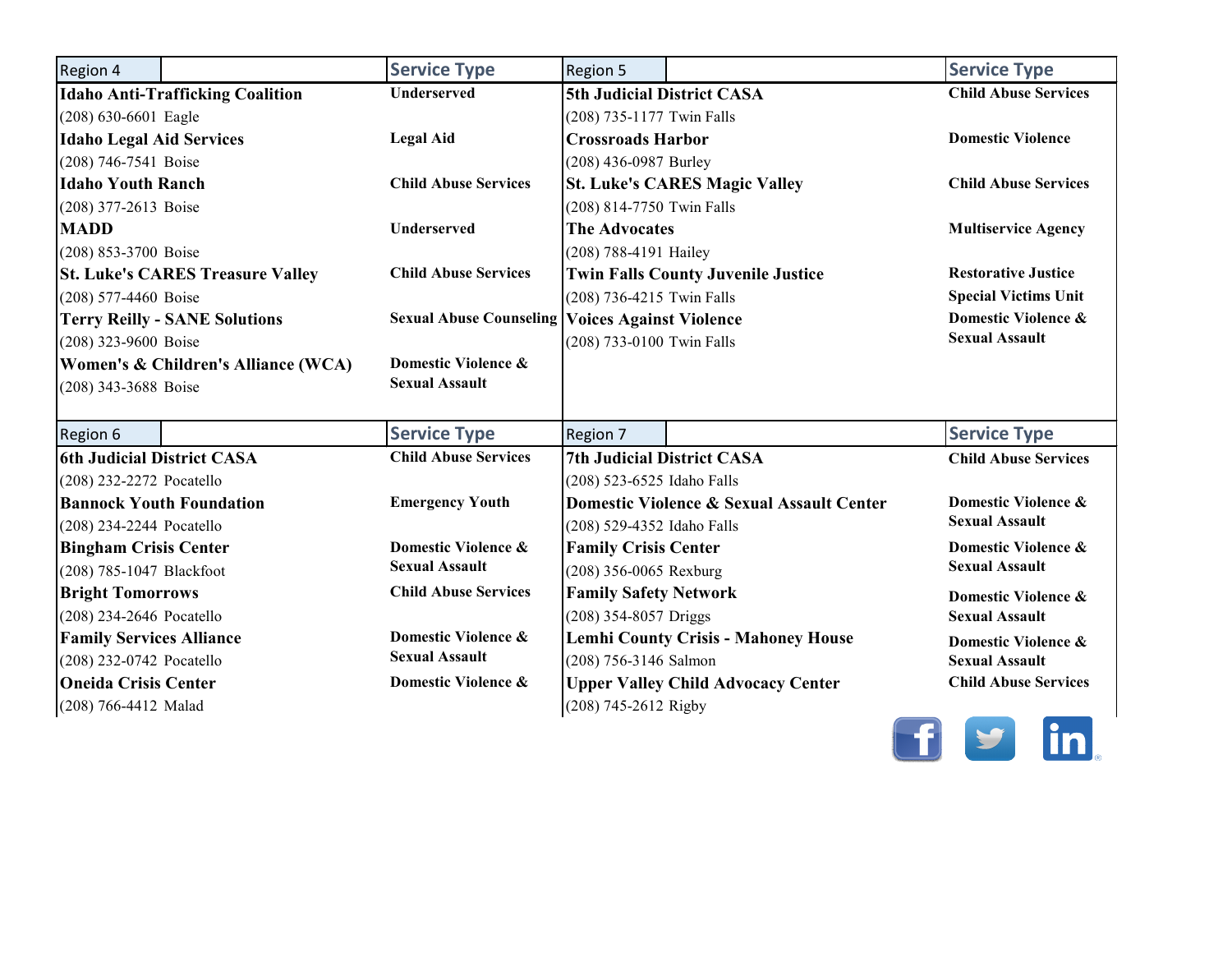| Region 4 | Service Type |
|---|---|
| **Idaho Anti-Trafficking Coalition**<br>(208) 630-6601 Eagle | **Underserved** |
| **Idaho Legal Aid Services**<br>(208) 746-7541 Boise | **Legal Aid** |
| **Idaho Youth Ranch**<br>(208) 377-2613 Boise | **Child Abuse Services** |
| **MADD**<br>(208) 853-3700 Boise | **Underserved** |
| **St. Luke's CARES Treasure Valley**<br>(208) 577-4460 Boise | **Child Abuse Services** |
| **Terry Reilly - SANE Solutions**<br>(208) 323-9600 Boise | **Sexual Abuse Counseling** |
| **Women's & Children's Alliance (WCA)**<br>(208) 343-3688 Boise | **Domestic Violence & Sexual Assault** |

| Region 5 | Service Type |
|---|---|
| **5th Judicial District CASA**<br>(208) 735-1177 Twin Falls | **Child Abuse Services** |
| **Crossroads Harbor**<br>(208) 436-0987 Burley | **Domestic Violence** |
| **St. Luke's CARES Magic Valley**<br>(208) 814-7750 Twin Falls | **Child Abuse Services** |
| **The Advocates**<br>(208) 788-4191 Hailey | **Multiservice Agency** |
| **Twin Falls County Juvenile Justice**<br>(208) 736-4215 Twin Falls | **Restorative Justice**<br>**Special Victims Unit** |
| **Voices Against Violence**<br>(208) 733-0100 Twin Falls | **Domestic Violence & Sexual Assault** |

| Region 6 | Service Type |
|---|---|
| **6th Judicial District CASA**<br>(208) 232-2272 Pocatello | **Child Abuse Services** |
| **Bannock Youth Foundation**<br>(208) 234-2244 Pocatello | **Emergency Youth** |
| **Bingham Crisis Center**<br>(208) 785-1047 Blackfoot | **Domestic Violence & Sexual Assault** |
| **Bright Tomorrows**<br>(208) 234-2646 Pocatello | **Child Abuse Services** |
| **Family Services Alliance**<br>(208) 232-0742 Pocatello | **Domestic Violence & Sexual Assault** |
| **Oneida Crisis Center**<br>(208) 766-4412 Malad | **Domestic Violence &** |

| Region 7 | Service Type |
|---|---|
| **7th Judicial District CASA**<br>(208) 523-6525 Idaho Falls | **Child Abuse Services** |
| **Domestic Violence & Sexual Assault Center**<br>(208) 529-4352 Idaho Falls | **Domestic Violence & Sexual Assault** |
| **Family Crisis Center**<br>(208) 356-0065 Rexburg | **Domestic Violence & Sexual Assault** |
| **Family Safety Network**<br>(208) 354-8057 Driggs | **Domestic Violence & Sexual Assault** |
| **Lemhi County Crisis - Mahoney House**<br>(208) 756-3146 Salmon | **Domestic Violence & Sexual Assault** |
| **Upper Valley Child Advocacy Center**<br>(208) 745-2612 Rigby | **Child Abuse Services** |